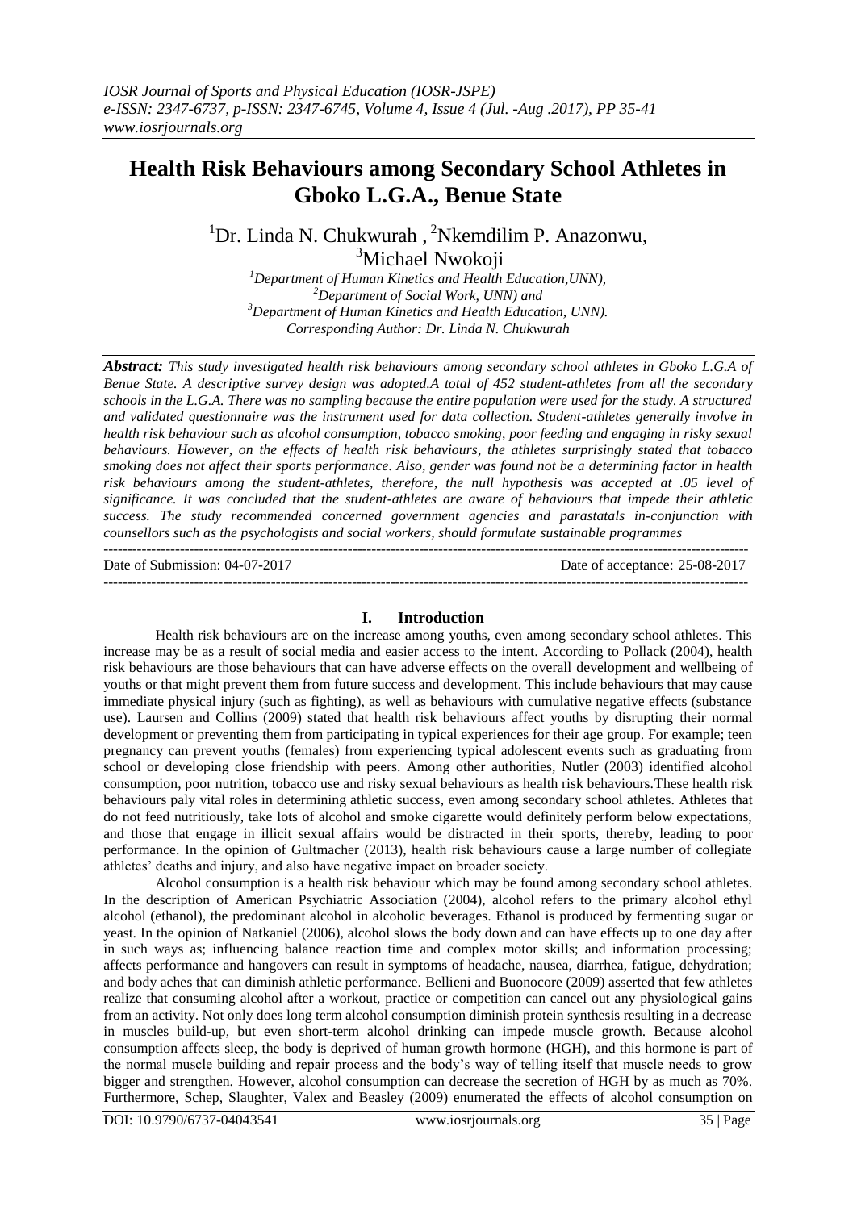# Health Risk Behaviours among Secondary School Athletes in Gboko L.G.A., Benue State

[1]Dr. Linda N. Chukwurah , [2]Nkemdilim P. Anazonwu, [3]Michael Nwokoji

*[1]Department of Human Kinetics and Health Education,UNN),*
*[2]Department of Social Work, UNN) and*
*[3]Department of Human Kinetics and Health Education, UNN).*
*Corresponding Author: Dr. Linda N. Chukwurah*

***Abstract:*** *This study investigated health risk behaviours among secondary school athletes in Gboko L.G.A of Benue State. A descriptive survey design was adopted.A total of 452 student-athletes from all the secondary schools in the L.G.A. There was no sampling because the entire population were used for the study. A structured and validated questionnaire was the instrument used for data collection. Student-athletes generally involve in health risk behaviour such as alcohol consumption, tobacco smoking, poor feeding and engaging in risky sexual behaviours. However, on the effects of health risk behaviours, the athletes surprisingly stated that tobacco smoking does not affect their sports performance. Also, gender was found not be a determining factor in health risk behaviours among the student-athletes, therefore, the null hypothesis was accepted at .05 level of significance. It was concluded that the student-athletes are aware of behaviours that impede their athletic success. The study recommended concerned government agencies and parastatals in-conjunction with counsellors such as the psychologists and social workers, should formulate sustainable programmes*

Date of Submission: 04-07-2017 Date of acceptance: 25-08-2017

## I. Introduction

Health risk behaviours are on the increase among youths, even among secondary school athletes. This increase may be as a result of social media and easier access to the intent. According to Pollack (2004), health risk behaviours are those behaviours that can have adverse effects on the overall development and wellbeing of youths or that might prevent them from future success and development. This include behaviours that may cause immediate physical injury (such as fighting), as well as behaviours with cumulative negative effects (substance use). Laursen and Collins (2009) stated that health risk behaviours affect youths by disrupting their normal development or preventing them from participating in typical experiences for their age group. For example; teen pregnancy can prevent youths (females) from experiencing typical adolescent events such as graduating from school or developing close friendship with peers. Among other authorities, Nutler (2003) identified alcohol consumption, poor nutrition, tobacco use and risky sexual behaviours as health risk behaviours.These health risk behaviours paly vital roles in determining athletic success, even among secondary school athletes. Athletes that do not feed nutritiously, take lots of alcohol and smoke cigarette would definitely perform below expectations, and those that engage in illicit sexual affairs would be distracted in their sports, thereby, leading to poor performance. In the opinion of Gultmacher (2013), health risk behaviours cause a large number of collegiate athletes' deaths and injury, and also have negative impact on broader society.

Alcohol consumption is a health risk behaviour which may be found among secondary school athletes. In the description of American Psychiatric Association (2004), alcohol refers to the primary alcohol ethyl alcohol (ethanol), the predominant alcohol in alcoholic beverages. Ethanol is produced by fermenting sugar or yeast. In the opinion of Natkaniel (2006), alcohol slows the body down and can have effects up to one day after in such ways as; influencing balance reaction time and complex motor skills; and information processing; affects performance and hangovers can result in symptoms of headache, nausea, diarrhea, fatigue, dehydration; and body aches that can diminish athletic performance. Bellieni and Buonocore (2009) asserted that few athletes realize that consuming alcohol after a workout, practice or competition can cancel out any physiological gains from an activity. Not only does long term alcohol consumption diminish protein synthesis resulting in a decrease in muscles build-up, but even short-term alcohol drinking can impede muscle growth. Because alcohol consumption affects sleep, the body is deprived of human growth hormone (HGH), and this hormone is part of the normal muscle building and repair process and the body's way of telling itself that muscle needs to grow bigger and strengthen. However, alcohol consumption can decrease the secretion of HGH by as much as 70%. Furthermore, Schep, Slaughter, Valex and Beasley (2009) enumerated the effects of alcohol consumption on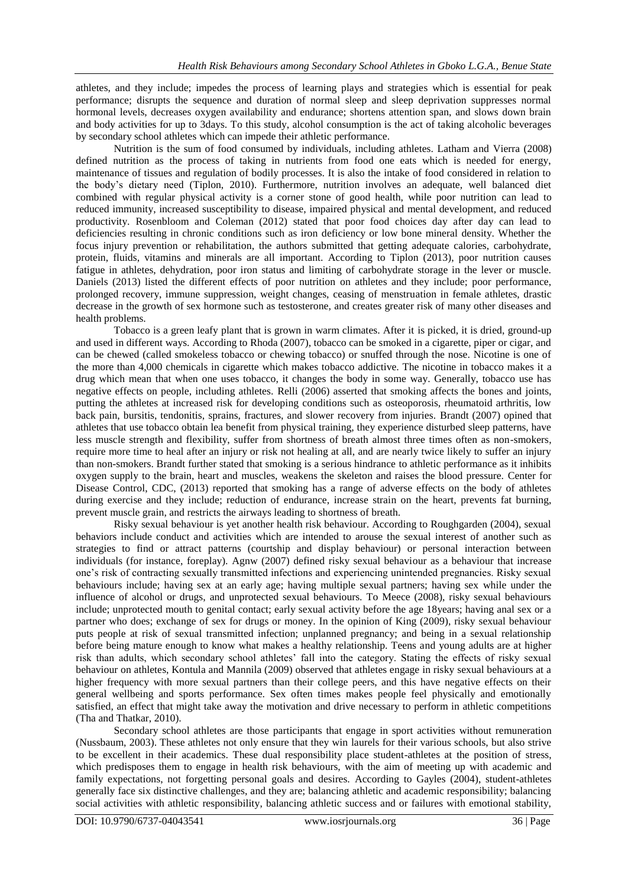athletes, and they include; impedes the process of learning plays and strategies which is essential for peak performance; disrupts the sequence and duration of normal sleep and sleep deprivation suppresses normal hormonal levels, decreases oxygen availability and endurance; shortens attention span, and slows down brain and body activities for up to 3days. To this study, alcohol consumption is the act of taking alcoholic beverages by secondary school athletes which can impede their athletic performance.

Nutrition is the sum of food consumed by individuals, including athletes. Latham and Vierra (2008) defined nutrition as the process of taking in nutrients from food one eats which is needed for energy, maintenance of tissues and regulation of bodily processes. It is also the intake of food considered in relation to the body's dietary need (Tiplon, 2010). Furthermore, nutrition involves an adequate, well balanced diet combined with regular physical activity is a corner stone of good health, while poor nutrition can lead to reduced immunity, increased susceptibility to disease, impaired physical and mental development, and reduced productivity. Rosenbloom and Coleman (2012) stated that poor food choices day after day can lead to deficiencies resulting in chronic conditions such as iron deficiency or low bone mineral density. Whether the focus injury prevention or rehabilitation, the authors submitted that getting adequate calories, carbohydrate, protein, fluids, vitamins and minerals are all important. According to Tiplon (2013), poor nutrition causes fatigue in athletes, dehydration, poor iron status and limiting of carbohydrate storage in the lever or muscle. Daniels (2013) listed the different effects of poor nutrition on athletes and they include; poor performance, prolonged recovery, immune suppression, weight changes, ceasing of menstruation in female athletes, drastic decrease in the growth of sex hormone such as testosterone, and creates greater risk of many other diseases and health problems.

Tobacco is a green leafy plant that is grown in warm climates. After it is picked, it is dried, ground-up and used in different ways. According to Rhoda (2007), tobacco can be smoked in a cigarette, piper or cigar, and can be chewed (called smokeless tobacco or chewing tobacco) or snuffed through the nose. Nicotine is one of the more than 4,000 chemicals in cigarette which makes tobacco addictive. The nicotine in tobacco makes it a drug which mean that when one uses tobacco, it changes the body in some way. Generally, tobacco use has negative effects on people, including athletes. Relli (2006) asserted that smoking affects the bones and joints, putting the athletes at increased risk for developing conditions such as osteoporosis, rheumatoid arthritis, low back pain, bursitis, tendonitis, sprains, fractures, and slower recovery from injuries. Brandt (2007) opined that athletes that use tobacco obtain lea benefit from physical training, they experience disturbed sleep patterns, have less muscle strength and flexibility, suffer from shortness of breath almost three times often as non-smokers, require more time to heal after an injury or risk not healing at all, and are nearly twice likely to suffer an injury than non-smokers. Brandt further stated that smoking is a serious hindrance to athletic performance as it inhibits oxygen supply to the brain, heart and muscles, weakens the skeleton and raises the blood pressure. Center for Disease Control, CDC, (2013) reported that smoking has a range of adverse effects on the body of athletes during exercise and they include; reduction of endurance, increase strain on the heart, prevents fat burning, prevent muscle grain, and restricts the airways leading to shortness of breath.

Risky sexual behaviour is yet another health risk behaviour. According to Roughgarden (2004), sexual behaviors include conduct and activities which are intended to arouse the sexual interest of another such as strategies to find or attract patterns (courtship and display behaviour) or personal interaction between individuals (for instance, foreplay). Agnw (2007) defined risky sexual behaviour as a behaviour that increase one's risk of contracting sexually transmitted infections and experiencing unintended pregnancies. Risky sexual behaviours include; having sex at an early age; having multiple sexual partners; having sex while under the influence of alcohol or drugs, and unprotected sexual behaviours. To Meece (2008), risky sexual behaviours include; unprotected mouth to genital contact; early sexual activity before the age 18years; having anal sex or a partner who does; exchange of sex for drugs or money. In the opinion of King (2009), risky sexual behaviour puts people at risk of sexual transmitted infection; unplanned pregnancy; and being in a sexual relationship before being mature enough to know what makes a healthy relationship. Teens and young adults are at higher risk than adults, which secondary school athletes' fall into the category. Stating the effects of risky sexual behaviour on athletes, Kontula and Mannila (2009) observed that athletes engage in risky sexual behaviours at a higher frequency with more sexual partners than their college peers, and this have negative effects on their general wellbeing and sports performance. Sex often times makes people feel physically and emotionally satisfied, an effect that might take away the motivation and drive necessary to perform in athletic competitions (Tha and Thatkar, 2010).

Secondary school athletes are those participants that engage in sport activities without remuneration (Nussbaum, 2003). These athletes not only ensure that they win laurels for their various schools, but also strive to be excellent in their academics. These dual responsibility place student-athletes at the position of stress, which predisposes them to engage in health risk behaviours, with the aim of meeting up with academic and family expectations, not forgetting personal goals and desires. According to Gayles (2004), student-athletes generally face six distinctive challenges, and they are; balancing athletic and academic responsibility; balancing social activities with athletic responsibility, balancing athletic success and or failures with emotional stability,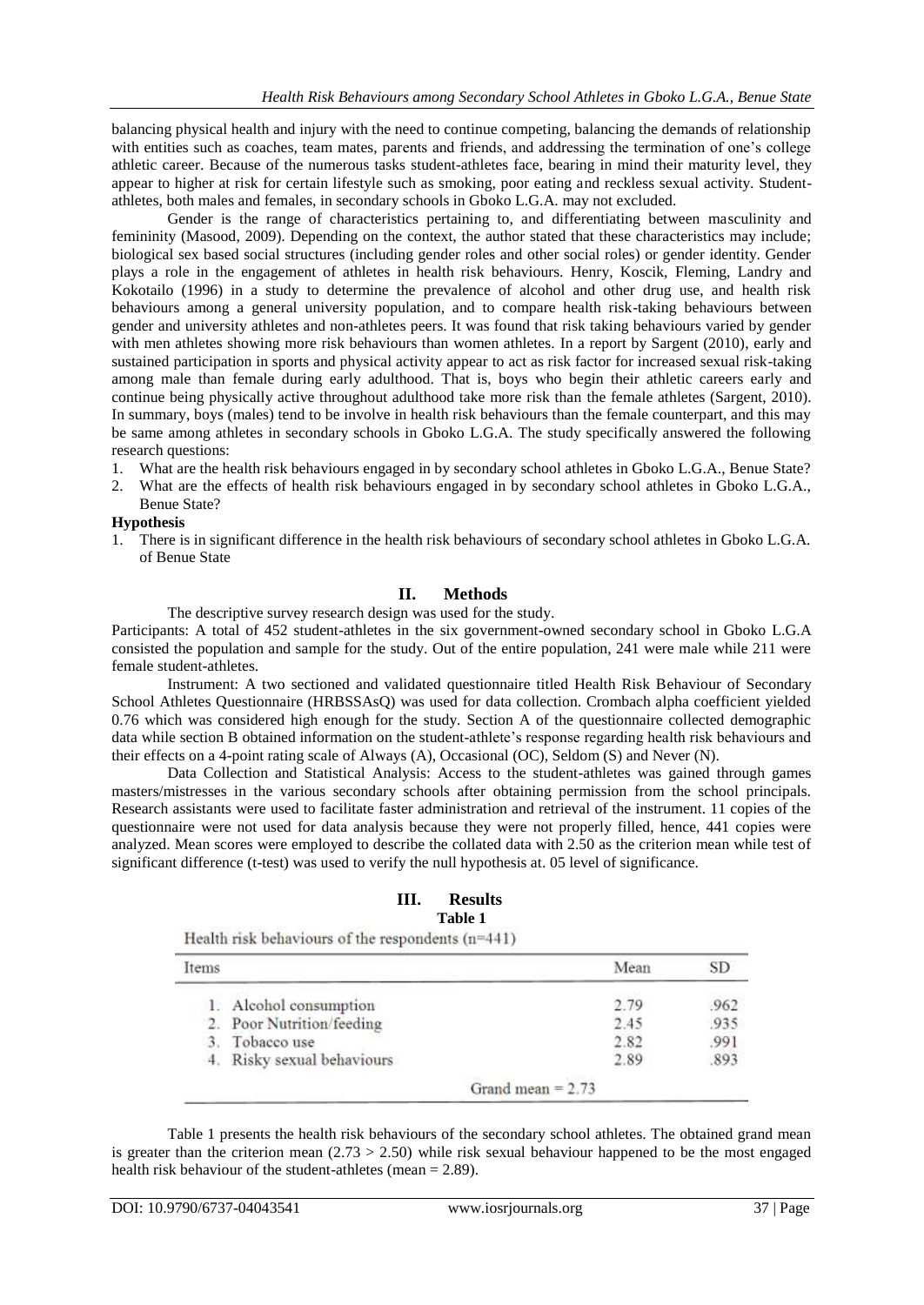balancing physical health and injury with the need to continue competing, balancing the demands of relationship with entities such as coaches, team mates, parents and friends, and addressing the termination of one's college athletic career. Because of the numerous tasks student-athletes face, bearing in mind their maturity level, they appear to higher at risk for certain lifestyle such as smoking, poor eating and reckless sexual activity. Student-athletes, both males and females, in secondary schools in Gboko L.G.A. may not excluded.

Gender is the range of characteristics pertaining to, and differentiating between masculinity and femininity (Masood, 2009). Depending on the context, the author stated that these characteristics may include; biological sex based social structures (including gender roles and other social roles) or gender identity. Gender plays a role in the engagement of athletes in health risk behaviours. Henry, Koscik, Fleming, Landry and Kokotailo (1996) in a study to determine the prevalence of alcohol and other drug use, and health risk behaviours among a general university population, and to compare health risk-taking behaviours between gender and university athletes and non-athletes peers. It was found that risk taking behaviours varied by gender with men athletes showing more risk behaviours than women athletes. In a report by Sargent (2010), early and sustained participation in sports and physical activity appear to act as risk factor for increased sexual risk-taking among male than female during early adulthood. That is, boys who begin their athletic careers early and continue being physically active throughout adulthood take more risk than the female athletes (Sargent, 2010). In summary, boys (males) tend to be involve in health risk behaviours than the female counterpart, and this may be same among athletes in secondary schools in Gboko L.G.A. The study specifically answered the following research questions:

1. What are the health risk behaviours engaged in by secondary school athletes in Gboko L.G.A., Benue State?
2. What are the effects of health risk behaviours engaged in by secondary school athletes in Gboko L.G.A., Benue State?

**Hypothesis**

1. There is in significant difference in the health risk behaviours of secondary school athletes in Gboko L.G.A. of Benue State

## II. Methods

The descriptive survey research design was used for the study.

Participants: A total of 452 student-athletes in the six government-owned secondary school in Gboko L.G.A consisted the population and sample for the study. Out of the entire population, 241 were male while 211 were female student-athletes.

Instrument: A two sectioned and validated questionnaire titled Health Risk Behaviour of Secondary School Athletes Questionnaire (HRBSSAsQ) was used for data collection. Crombach alpha coefficient yielded 0.76 which was considered high enough for the study. Section A of the questionnaire collected demographic data while section B obtained information on the student-athlete's response regarding health risk behaviours and their effects on a 4-point rating scale of Always (A), Occasional (OC), Seldom (S) and Never (N).

Data Collection and Statistical Analysis: Access to the student-athletes was gained through games masters/mistresses in the various secondary schools after obtaining permission from the school principals. Research assistants were used to facilitate faster administration and retrieval of the instrument. 11 copies of the questionnaire were not used for data analysis because they were not properly filled, hence, 441 copies were analyzed. Mean scores were employed to describe the collated data with 2.50 as the criterion mean while test of significant difference (t-test) was used to verify the null hypothesis at. 05 level of significance.

## III. Results

**Table 1**

Health risk behaviours of the respondents (n=441)

| Items | Mean | SD |
|---|---|---|
| 1. Alcohol consumption | 2.79 | .962 |
| 2. Poor Nutrition/feeding | 2.45 | .935 |
| 3. Tobacco use | 2.82 | .991 |
| 4. Risky sexual behaviours | 2.89 | .893 |
| Grand mean = 2.73 | | |

Table 1 presents the health risk behaviours of the secondary school athletes. The obtained grand mean is greater than the criterion mean (2.73 > 2.50) while risk sexual behaviour happened to be the most engaged health risk behaviour of the student-athletes (mean = 2.89).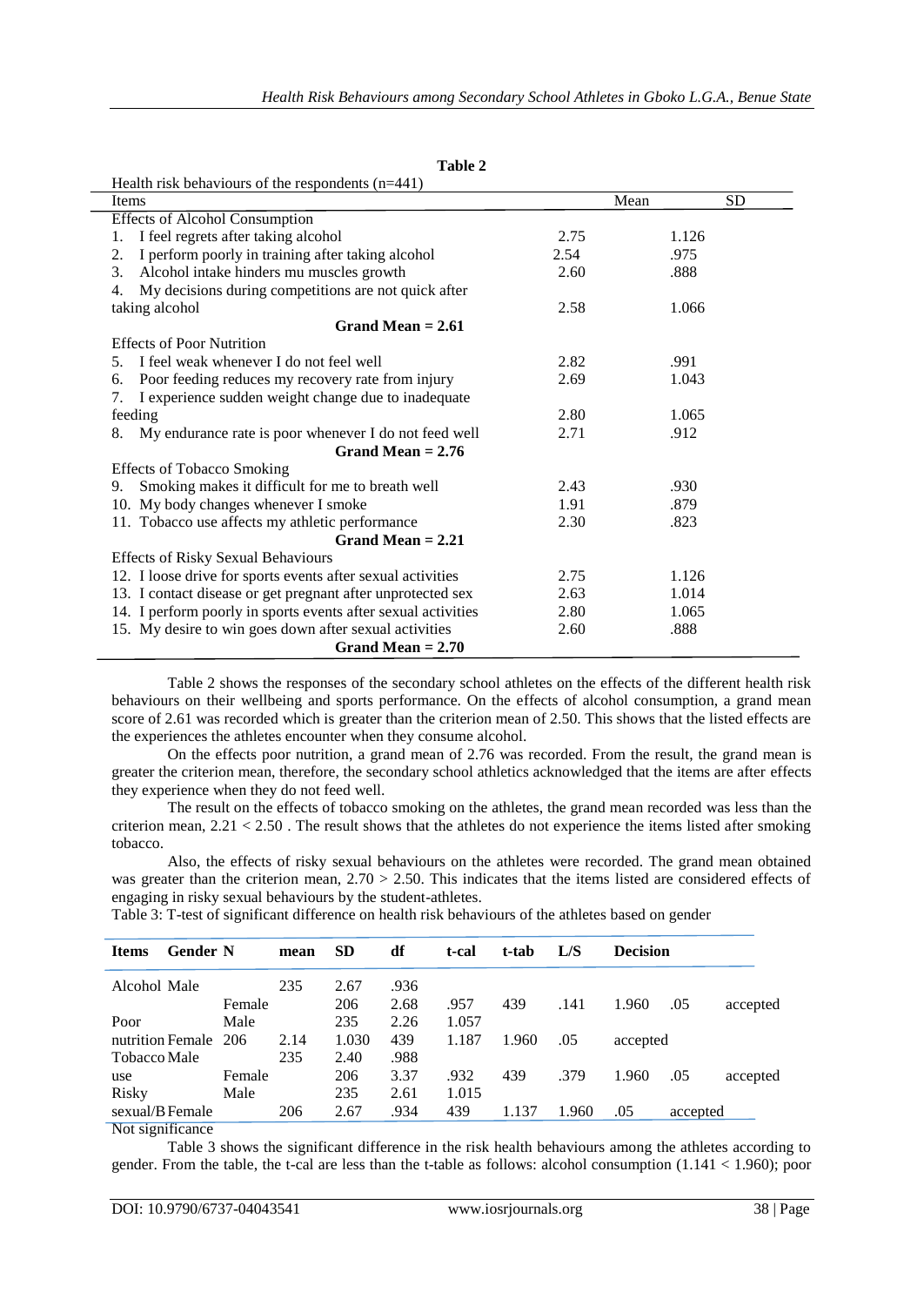**Table 2**

Health risk behaviours of the respondents (n=441)

| Items | Mean | SD |
|---|---|---|
| **Effects of Alcohol Consumption** | | |
| 1. I feel regrets after taking alcohol | 2.75 | 1.126 |
| 2. I perform poorly in training after taking alcohol | 2.54 | .975 |
| 3. Alcohol intake hinders mu muscles growth | 2.60 | .888 |
| 4. My decisions during competitions are not quick after taking alcohol | 2.58 | 1.066 |
| **Grand Mean = 2.61** | | |
| **Effects of Poor Nutrition** | | |
| 5. I feel weak whenever I do not feel well | 2.82 | .991 |
| 6. Poor feeding reduces my recovery rate from injury | 2.69 | 1.043 |
| 7. I experience sudden weight change due to inadequate feeding | 2.80 | 1.065 |
| 8. My endurance rate is poor whenever I do not feed well | 2.71 | .912 |
| **Grand Mean = 2.76** | | |
| **Effects of Tobacco Smoking** | | |
| 9. Smoking makes it difficult for me to breath well | 2.43 | .930 |
| 10. My body changes whenever I smoke | 1.91 | .879 |
| 11. Tobacco use affects my athletic performance | 2.30 | .823 |
| **Grand Mean = 2.21** | | |
| **Effects of Risky Sexual Behaviours** | | |
| 12. I loose drive for sports events after sexual activities | 2.75 | 1.126 |
| 13. I contact disease or get pregnant after unprotected sex | 2.63 | 1.014 |
| 14. I perform poorly in sports events after sexual activities | 2.80 | 1.065 |
| 15. My desire to win goes down after sexual activities | 2.60 | .888 |
| **Grand Mean = 2.70** | | |

Table 2 shows the responses of the secondary school athletes on the effects of the different health risk behaviours on their wellbeing and sports performance. On the effects of alcohol consumption, a grand mean score of 2.61 was recorded which is greater than the criterion mean of 2.50. This shows that the listed effects are the experiences the athletes encounter when they consume alcohol.

On the effects poor nutrition, a grand mean of 2.76 was recorded. From the result, the grand mean is greater the criterion mean, therefore, the secondary school athletics acknowledged that the items are after effects they experience when they do not feed well.

The result on the effects of tobacco smoking on the athletes, the grand mean recorded was less than the criterion mean, 2.21 < 2.50 . The result shows that the athletes do not experience the items listed after smoking tobacco.

Also, the effects of risky sexual behaviours on the athletes were recorded. The grand mean obtained was greater than the criterion mean, 2.70 > 2.50. This indicates that the items listed are considered effects of engaging in risky sexual behaviours by the student-athletes.

Table 3: T-test of significant difference on health risk behaviours of the athletes based on gender

| Items | Gender | N | mean | SD | df | t-cal | t-tab | L/S | Decision |
|---|---|---|---|---|---|---|---|---|---|
| Alcohol | Male | 235 | 2.67 | .936 | | | | | |
| | Female | 206 | 2.68 | .957 | 439 | .141 | 1.960 | .05 | accepted |
| Poor nutrition | Male | 235 | 2.26 | 1.057 | | | | | |
| | Female | 206 | 2.14 | 1.030 | 439 | 1.187 | 1.960 | .05 | accepted |
| Tobacco use | Male | 235 | 2.40 | .988 | | | | | |
| | Female | 206 | 3.37 | .932 | 439 | .379 | 1.960 | .05 | accepted |
| Risky sexual/B | Male | 235 | 2.61 | 1.015 | | | | | |
| | Female | 206 | 2.67 | .934 | 439 | 1.137 | 1.960 | .05 | accepted |

Not significance

Table 3 shows the significant difference in the risk health behaviours among the athletes according to gender. From the table, the t-cal are less than the t-table as follows: alcohol consumption (1.141 < 1.960); poor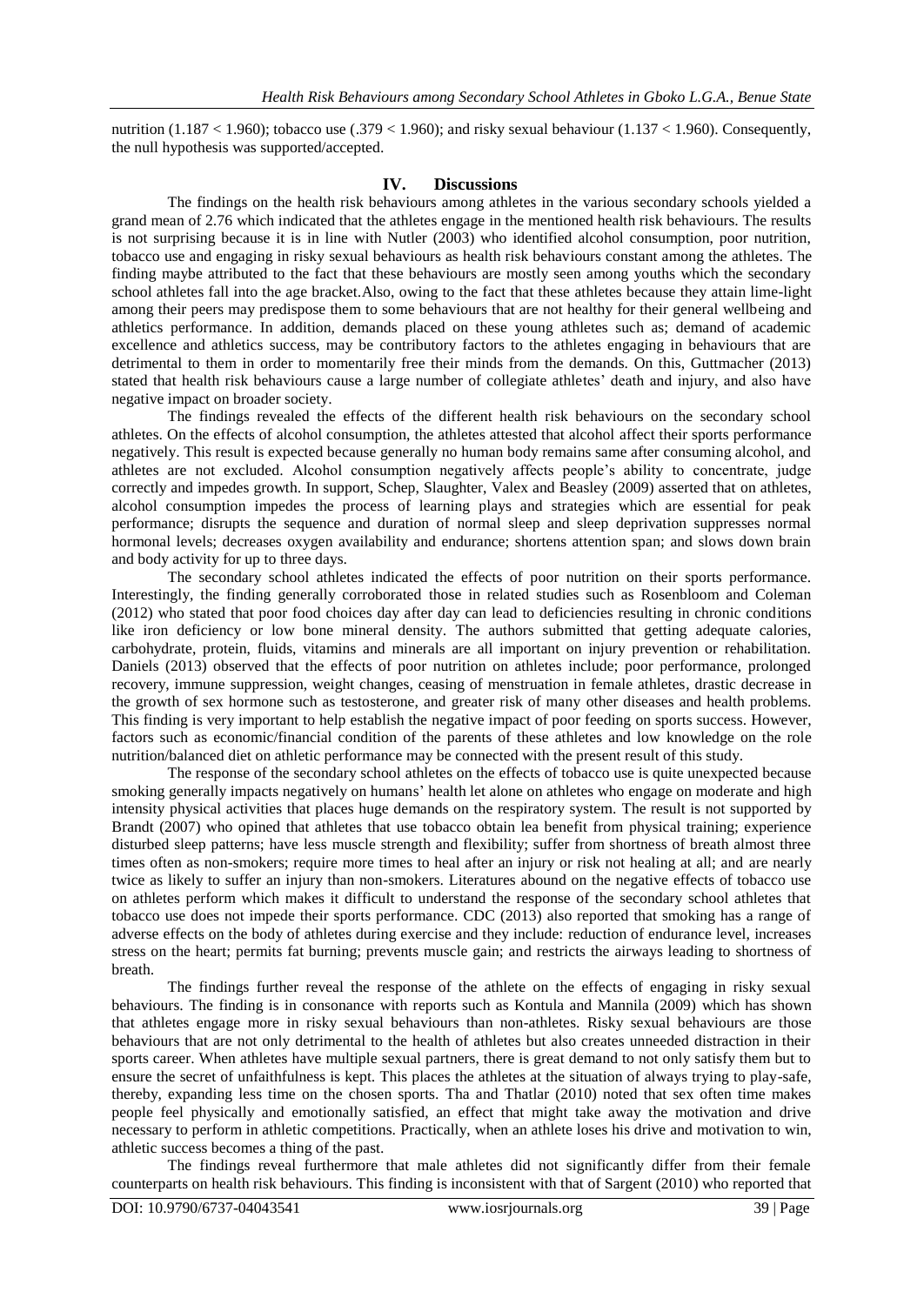nutrition (1.187 < 1.960); tobacco use (.379 < 1.960); and risky sexual behaviour (1.137 < 1.960). Consequently, the null hypothesis was supported/accepted.

## IV. Discussions

The findings on the health risk behaviours among athletes in the various secondary schools yielded a grand mean of 2.76 which indicated that the athletes engage in the mentioned health risk behaviours. The results is not surprising because it is in line with Nutler (2003) who identified alcohol consumption, poor nutrition, tobacco use and engaging in risky sexual behaviours as health risk behaviours constant among the athletes. The finding maybe attributed to the fact that these behaviours are mostly seen among youths which the secondary school athletes fall into the age bracket.Also, owing to the fact that these athletes because they attain lime-light among their peers may predispose them to some behaviours that are not healthy for their general wellbeing and athletics performance. In addition, demands placed on these young athletes such as; demand of academic excellence and athletics success, may be contributory factors to the athletes engaging in behaviours that are detrimental to them in order to momentarily free their minds from the demands. On this, Guttmacher (2013) stated that health risk behaviours cause a large number of collegiate athletes' death and injury, and also have negative impact on broader society.

The findings revealed the effects of the different health risk behaviours on the secondary school athletes. On the effects of alcohol consumption, the athletes attested that alcohol affect their sports performance negatively. This result is expected because generally no human body remains same after consuming alcohol, and athletes are not excluded. Alcohol consumption negatively affects people's ability to concentrate, judge correctly and impedes growth. In support, Schep, Slaughter, Valex and Beasley (2009) asserted that on athletes, alcohol consumption impedes the process of learning plays and strategies which are essential for peak performance; disrupts the sequence and duration of normal sleep and sleep deprivation suppresses normal hormonal levels; decreases oxygen availability and endurance; shortens attention span; and slows down brain and body activity for up to three days.

The secondary school athletes indicated the effects of poor nutrition on their sports performance. Interestingly, the finding generally corroborated those in related studies such as Rosenbloom and Coleman (2012) who stated that poor food choices day after day can lead to deficiencies resulting in chronic conditions like iron deficiency or low bone mineral density. The authors submitted that getting adequate calories, carbohydrate, protein, fluids, vitamins and minerals are all important on injury prevention or rehabilitation. Daniels (2013) observed that the effects of poor nutrition on athletes include; poor performance, prolonged recovery, immune suppression, weight changes, ceasing of menstruation in female athletes, drastic decrease in the growth of sex hormone such as testosterone, and greater risk of many other diseases and health problems. This finding is very important to help establish the negative impact of poor feeding on sports success. However, factors such as economic/financial condition of the parents of these athletes and low knowledge on the role nutrition/balanced diet on athletic performance may be connected with the present result of this study.

The response of the secondary school athletes on the effects of tobacco use is quite unexpected because smoking generally impacts negatively on humans' health let alone on athletes who engage on moderate and high intensity physical activities that places huge demands on the respiratory system. The result is not supported by Brandt (2007) who opined that athletes that use tobacco obtain lea benefit from physical training; experience disturbed sleep patterns; have less muscle strength and flexibility; suffer from shortness of breath almost three times often as non-smokers; require more times to heal after an injury or risk not healing at all; and are nearly twice as likely to suffer an injury than non-smokers. Literatures abound on the negative effects of tobacco use on athletes perform which makes it difficult to understand the response of the secondary school athletes that tobacco use does not impede their sports performance. CDC (2013) also reported that smoking has a range of adverse effects on the body of athletes during exercise and they include: reduction of endurance level, increases stress on the heart; permits fat burning; prevents muscle gain; and restricts the airways leading to shortness of breath.

The findings further reveal the response of the athlete on the effects of engaging in risky sexual behaviours. The finding is in consonance with reports such as Kontula and Mannila (2009) which has shown that athletes engage more in risky sexual behaviours than non-athletes. Risky sexual behaviours are those behaviours that are not only detrimental to the health of athletes but also creates unneeded distraction in their sports career. When athletes have multiple sexual partners, there is great demand to not only satisfy them but to ensure the secret of unfaithfulness is kept. This places the athletes at the situation of always trying to play-safe, thereby, expanding less time on the chosen sports. Tha and Thatlar (2010) noted that sex often time makes people feel physically and emotionally satisfied, an effect that might take away the motivation and drive necessary to perform in athletic competitions. Practically, when an athlete loses his drive and motivation to win, athletic success becomes a thing of the past.

The findings reveal furthermore that male athletes did not significantly differ from their female counterparts on health risk behaviours. This finding is inconsistent with that of Sargent (2010) who reported that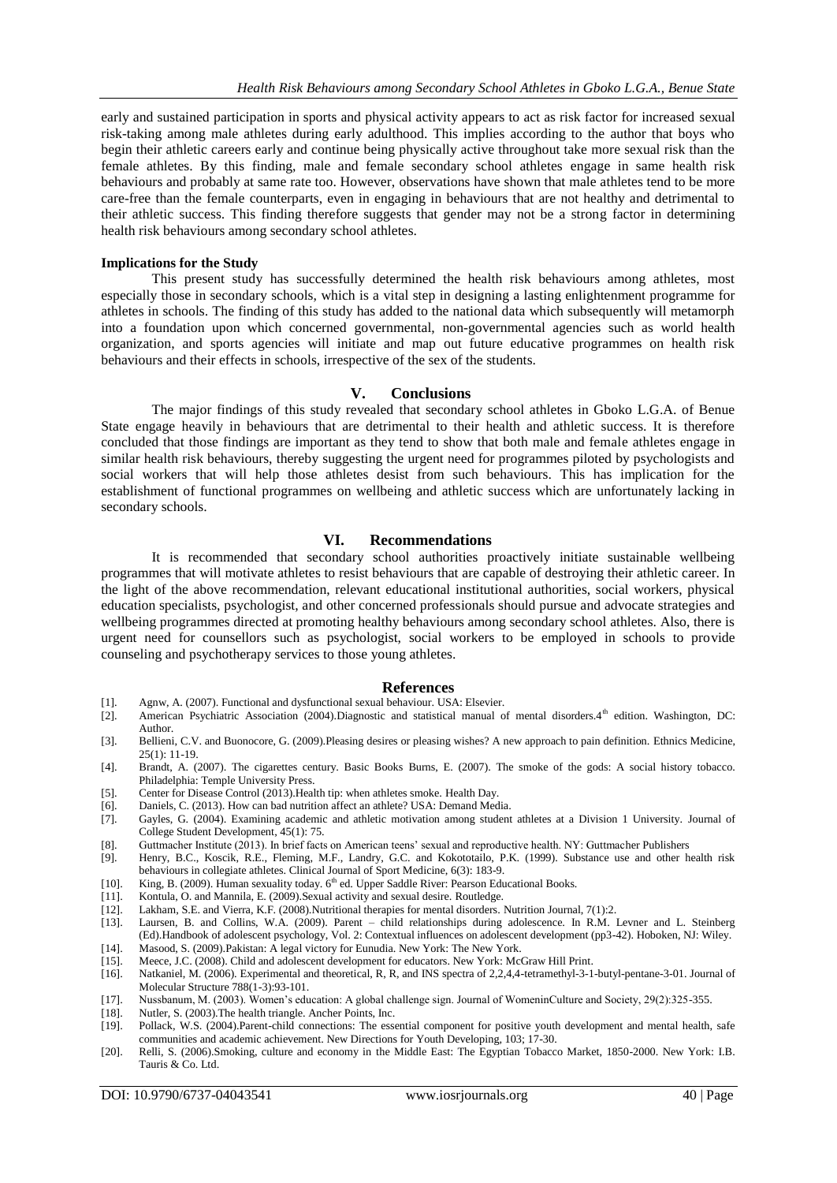early and sustained participation in sports and physical activity appears to act as risk factor for increased sexual risk-taking among male athletes during early adulthood. This implies according to the author that boys who begin their athletic careers early and continue being physically active throughout take more sexual risk than the female athletes. By this finding, male and female secondary school athletes engage in same health risk behaviours and probably at same rate too. However, observations have shown that male athletes tend to be more care-free than the female counterparts, even in engaging in behaviours that are not healthy and detrimental to their athletic success. This finding therefore suggests that gender may not be a strong factor in determining health risk behaviours among secondary school athletes.

**Implications for the Study**

This present study has successfully determined the health risk behaviours among athletes, most especially those in secondary schools, which is a vital step in designing a lasting enlightenment programme for athletes in schools. The finding of this study has added to the national data which subsequently will metamorph into a foundation upon which concerned governmental, non-governmental agencies such as world health organization, and sports agencies will initiate and map out future educative programmes on health risk behaviours and their effects in schools, irrespective of the sex of the students.

## V. Conclusions

The major findings of this study revealed that secondary school athletes in Gboko L.G.A. of Benue State engage heavily in behaviours that are detrimental to their health and athletic success. It is therefore concluded that those findings are important as they tend to show that both male and female athletes engage in similar health risk behaviours, thereby suggesting the urgent need for programmes piloted by psychologists and social workers that will help those athletes desist from such behaviours. This has implication for the establishment of functional programmes on wellbeing and athletic success which are unfortunately lacking in secondary schools.

## VI. Recommendations

It is recommended that secondary school authorities proactively initiate sustainable wellbeing programmes that will motivate athletes to resist behaviours that are capable of destroying their athletic career. In the light of the above recommendation, relevant educational institutional authorities, social workers, physical education specialists, psychologist, and other concerned professionals should pursue and advocate strategies and wellbeing programmes directed at promoting healthy behaviours among secondary school athletes. Also, there is urgent need for counsellors such as psychologist, social workers to be employed in schools to provide counseling and psychotherapy services to those young athletes.

## References

[1]. Agnw, A. (2007). Functional and dysfunctional sexual behaviour. USA: Elsevier.

[2]. American Psychiatric Association (2004).Diagnostic and statistical manual of mental disorders.4th edition. Washington, DC: Author.

[3]. Bellieni, C.V. and Buonocore, G. (2009).Pleasing desires or pleasing wishes? A new approach to pain definition. Ethnics Medicine, 25(1): 11-19.

[4]. Brandt, A. (2007). The cigarettes century. Basic Books Burns, E. (2007). The smoke of the gods: A social history tobacco. Philadelphia: Temple University Press.

[5]. Center for Disease Control (2013).Health tip: when athletes smoke. Health Day.

[6]. Daniels, C. (2013). How can bad nutrition affect an athlete? USA: Demand Media.

[7]. Gayles, G. (2004). Examining academic and athletic motivation among student athletes at a Division 1 University. Journal of College Student Development, 45(1): 75.

[8]. Guttmacher Institute (2013). In brief facts on American teens' sexual and reproductive health. NY: Guttmacher Publishers

[9]. Henry, B.C., Koscik, R.E., Fleming, M.F., Landry, G.C. and Kokototailo, P.K. (1999). Substance use and other health risk behaviours in collegiate athletes. Clinical Journal of Sport Medicine, 6(3): 183-9.

[10]. King, B. (2009). Human sexuality today. 6th ed. Upper Saddle River: Pearson Educational Books.

[11]. Kontula, O. and Mannila, E. (2009).Sexual activity and sexual desire. Routledge.

[12]. Lakham, S.E. and Vierra, K.F. (2008).Nutritional therapies for mental disorders. Nutrition Journal, 7(1):2.

[13]. Laursen, B. and Collins, W.A. (2009). Parent – child relationships during adolescence. In R.M. Levner and L. Steinberg (Ed).Handbook of adolescent psychology, Vol. 2: Contextual influences on adolescent development (pp3-42). Hoboken, NJ: Wiley.

[14]. Masood, S. (2009).Pakistan: A legal victory for Eunudia. New York: The New York.

[15]. Meece, J.C. (2008). Child and adolescent development for educators. New York: McGraw Hill Print.

[16]. Natkaniel, M. (2006). Experimental and theoretical, R, R, and INS spectra of 2,2,4,4-tetramethyl-3-1-butyl-pentane-3-01. Journal of Molecular Structure 788(1-3):93-101.

[17]. Nussbanum, M. (2003). Women's education: A global challenge sign. Journal of WomeninCulture and Society, 29(2):325-355.

[18]. Nutler, S. (2003).The health triangle. Ancher Points, Inc.

[19]. Pollack, W.S. (2004).Parent-child connections: The essential component for positive youth development and mental health, safe communities and academic achievement. New Directions for Youth Developing, 103; 17-30.

[20]. Relli, S. (2006).Smoking, culture and economy in the Middle East: The Egyptian Tobacco Market, 1850-2000. New York: I.B. Tauris & Co. Ltd.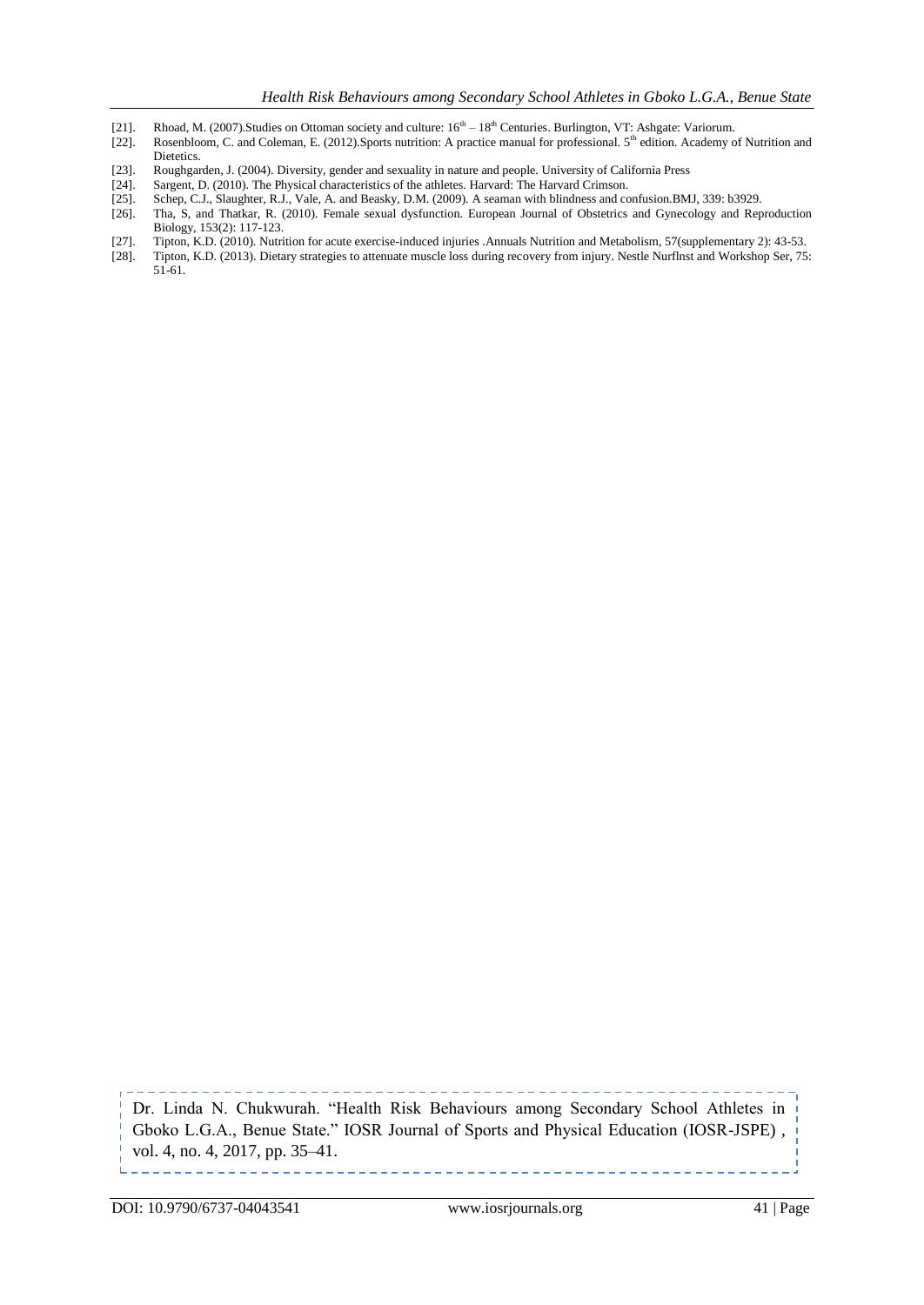[21]. Rhoad, M. (2007).Studies on Ottoman society and culture: $16^{th}$ – $18^{th}$ Centuries. Burlington, VT: Ashgate: Variorum.

[22]. Rosenbloom, C. and Coleman, E. (2012).Sports nutrition: A practice manual for professional. $5^{th}$ edition. Academy of Nutrition and Dietetics.

[23]. Roughgarden, J. (2004). Diversity, gender and sexuality in nature and people. University of California Press

[24]. Sargent, D. (2010). The Physical characteristics of the athletes. Harvard: The Harvard Crimson.

[25]. Schep, C.J., Slaughter, R.J., Vale, A. and Beasky, D.M. (2009). A seaman with blindness and confusion.BMJ, 339: b3929.

[26]. Tha, S, and Thatkar, R. (2010). Female sexual dysfunction. European Journal of Obstetrics and Gynecology and Reproduction Biology, 153(2): 117-123.

[27]. Tipton, K.D. (2010). Nutrition for acute exercise-induced injuries .Annuals Nutrition and Metabolism, 57(supplementary 2): 43-53.

[28]. Tipton, K.D. (2013). Dietary strategies to attenuate muscle loss during recovery from injury. Nestle Nurflnst and Workshop Ser, 75: 51-61.

Dr. Linda N. Chukwurah. "Health Risk Behaviours among Secondary School Athletes in Gboko L.G.A., Benue State." IOSR Journal of Sports and Physical Education (IOSR-JSPE) , vol. 4, no. 4, 2017, pp. 35–41.